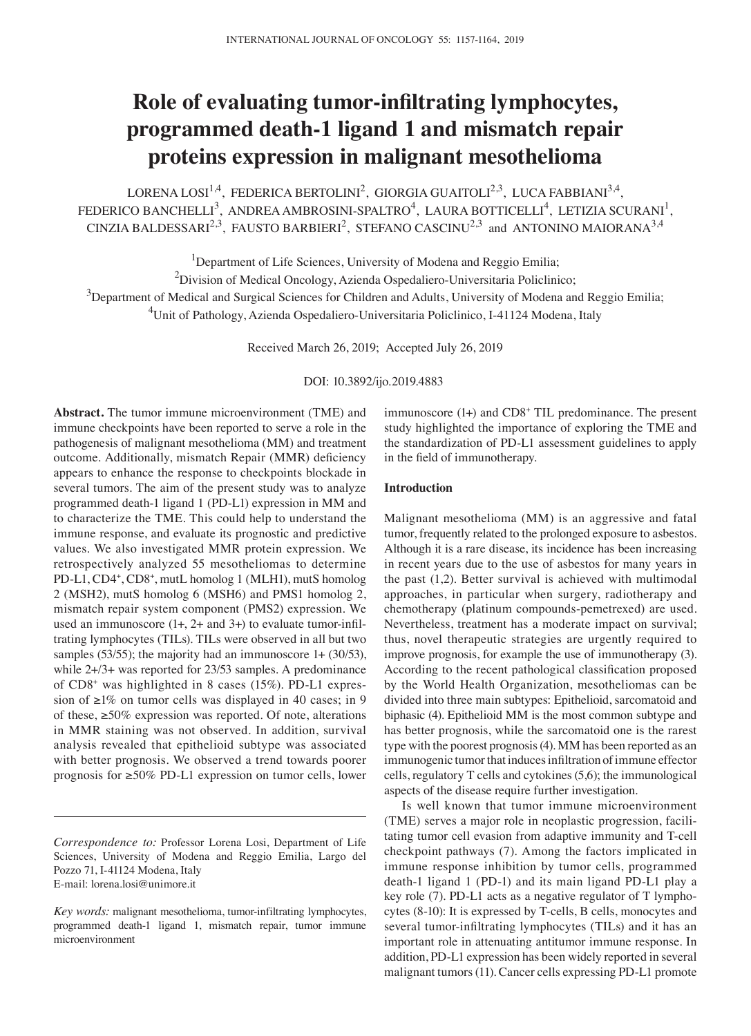# Role of evaluating tumor-infiltrating lymphocytes, programmed death-1 ligand 1 and mismatch repair proteins expression in malignant mesothelioma

LORENA LOSI[1,4], FEDERICA BERTOLINI[2], GIORGIA GUAITOLI[2,3], LUCA FABBIANI[3,4], FEDERICO BANCHELLI[3], ANDREA AMBROSINI-SPALTRO[4], LAURA BOTTICELLI[4], LETIZIA SCURANI[1], CINZIA BALDESSARI[2,3], FAUSTO BARBIERI[2], STEFANO CASCINU[2,3] and ANTONINO MAIORANA[3,4]

[1]Department of Life Sciences, University of Modena and Reggio Emilia;

[2]Division of Medical Oncology, Azienda Ospedaliero-Universitaria Policlinico;

[3]Department of Medical and Surgical Sciences for Children and Adults, University of Modena and Reggio Emilia;

[4]Unit of Pathology, Azienda Ospedaliero-Universitaria Policlinico, I-41124 Modena, Italy

Received March 26, 2019; Accepted July 26, 2019

DOI: 10.3892/ijo.2019.4883

**Abstract.** The tumor immune microenvironment (TME) and immune checkpoints have been reported to serve a role in the pathogenesis of malignant mesothelioma (MM) and treatment outcome. Additionally, mismatch Repair (MMR) deficiency appears to enhance the response to checkpoints blockade in several tumors. The aim of the present study was to analyze programmed death-1 ligand 1 (PD-L1) expression in MM and to characterize the TME. This could help to understand the immune response, and evaluate its prognostic and predictive values. We also investigated MMR protein expression. We retrospectively analyzed 55 mesotheliomas to determine PD-L1, $CD4^+$, $CD8^+$, mutL homolog 1 (MLH1), mutS homolog 2 (MSH2), mutS homolog 6 (MSH6) and PMS1 homolog 2, mismatch repair system component (PMS2) expression. We used an immunoscore (1+, 2+ and 3+) to evaluate tumor-infiltrating lymphocytes (TILs). TILs were observed in all but two samples (53/55); the majority had an immunoscore 1+ (30/53), while 2+/3+ was reported for 23/53 samples. A predominance of $CD8^+$ was highlighted in 8 cases (15%). PD-L1 expression of ≥1% on tumor cells was displayed in 40 cases; in 9 of these, ≥50% expression was reported. Of note, alterations in MMR staining was not observed. In addition, survival analysis revealed that epithelioid subtype was associated with better prognosis. We observed a trend towards poorer prognosis for ≥50% PD-L1 expression on tumor cells, lower immunoscore (1+) and $CD8^+$ TIL predominance. The present study highlighted the importance of exploring the TME and the standardization of PD-L1 assessment guidelines to apply in the field of immunotherapy.

*Correspondence to:* Professor Lorena Losi, Department of Life Sciences, University of Modena and Reggio Emilia, Largo del Pozzo 71, I-41124 Modena, Italy
E-mail: lorena.losi@unimore.it

*Key words:* malignant mesothelioma, tumor-infiltrating lymphocytes, programmed death-1 ligand 1, mismatch repair, tumor immune microenvironment

## Introduction

Malignant mesothelioma (MM) is an aggressive and fatal tumor, frequently related to the prolonged exposure to asbestos. Although it is a rare disease, its incidence has been increasing in recent years due to the use of asbestos for many years in the past (1,2). Better survival is achieved with multimodal approaches, in particular when surgery, radiotherapy and chemotherapy (platinum compounds-pemetrexed) are used. Nevertheless, treatment has a moderate impact on survival; thus, novel therapeutic strategies are urgently required to improve prognosis, for example the use of immunotherapy (3). According to the recent pathological classification proposed by the World Health Organization, mesotheliomas can be divided into three main subtypes: Epithelioid, sarcomatoid and biphasic (4). Epithelioid MM is the most common subtype and has better prognosis, while the sarcomatoid one is the rarest type with the poorest prognosis (4). MM has been reported as an immunogenic tumor that induces infiltration of immune effector cells, regulatory T cells and cytokines (5,6); the immunological aspects of the disease require further investigation.

Is well known that tumor immune microenvironment (TME) serves a major role in neoplastic progression, facilitating tumor cell evasion from adaptive immunity and T-cell checkpoint pathways (7). Among the factors implicated in immune response inhibition by tumor cells, programmed death-1 ligand 1 (PD-1) and its main ligand PD-L1 play a key role (7). PD-L1 acts as a negative regulator of T lymphocytes (8-10): It is expressed by T-cells, B cells, monocytes and several tumor-infiltrating lymphocytes (TILs) and it has an important role in attenuating antitumor immune response. In addition, PD-L1 expression has been widely reported in several malignant tumors (11). Cancer cells expressing PD-L1 promote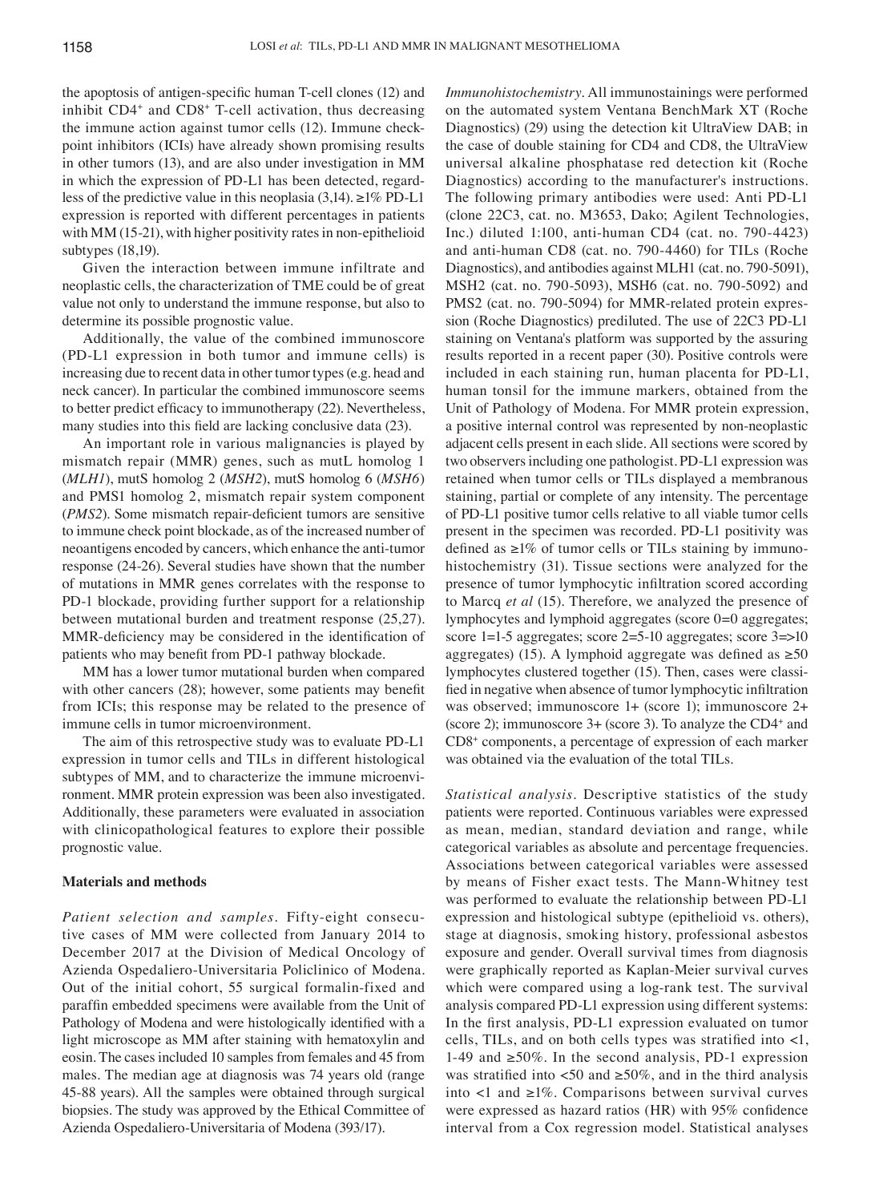the apoptosis of antigen-specific human T-cell clones (12) and inhibit $CD4^+$ and $CD8^+$ T-cell activation, thus decreasing the immune action against tumor cells (12). Immune checkpoint inhibitors (ICIs) have already shown promising results in other tumors (13), and are also under investigation in MM in which the expression of PD-L1 has been detected, regardless of the predictive value in this neoplasia (3,14). ≥1% PD-L1 expression is reported with different percentages in patients with MM (15-21), with higher positivity rates in non-epithelioid subtypes (18,19).

Given the interaction between immune infiltrate and neoplastic cells, the characterization of TME could be of great value not only to understand the immune response, but also to determine its possible prognostic value.

Additionally, the value of the combined immunoscore (PD-L1 expression in both tumor and immune cells) is increasing due to recent data in other tumor types (e.g. head and neck cancer). In particular the combined immunoscore seems to better predict efficacy to immunotherapy (22). Nevertheless, many studies into this field are lacking conclusive data (23).

An important role in various malignancies is played by mismatch repair (MMR) genes, such as mutL homolog 1 (*MLH1*), mutS homolog 2 (*MSH2*), mutS homolog 6 (*MSH6*) and PMS1 homolog 2, mismatch repair system component (*PMS2*). Some mismatch repair-deficient tumors are sensitive to immune check point blockade, as of the increased number of neoantigens encoded by cancers, which enhance the anti-tumor response (24-26). Several studies have shown that the number of mutations in MMR genes correlates with the response to PD-1 blockade, providing further support for a relationship between mutational burden and treatment response (25,27). MMR-deficiency may be considered in the identification of patients who may benefit from PD-1 pathway blockade.

MM has a lower tumor mutational burden when compared with other cancers (28); however, some patients may benefit from ICIs; this response may be related to the presence of immune cells in tumor microenvironment.

The aim of this retrospective study was to evaluate PD-L1 expression in tumor cells and TILs in different histological subtypes of MM, and to characterize the immune microenvironment. MMR protein expression was been also investigated. Additionally, these parameters were evaluated in association with clinicopathological features to explore their possible prognostic value.

## Materials and methods

*Patient selection and samples.* Fifty-eight consecutive cases of MM were collected from January 2014 to December 2017 at the Division of Medical Oncology of Azienda Ospedaliero-Universitaria Policlinico of Modena. Out of the initial cohort, 55 surgical formalin-fixed and paraffin embedded specimens were available from the Unit of Pathology of Modena and were histologically identified with a light microscope as MM after staining with hematoxylin and eosin. The cases included 10 samples from females and 45 from males. The median age at diagnosis was 74 years old (range 45-88 years). All the samples were obtained through surgical biopsies. The study was approved by the Ethical Committee of Azienda Ospedaliero-Universitaria of Modena (393/17).

*Immunohistochemistry.* All immunostainings were performed on the automated system Ventana BenchMark XT (Roche Diagnostics) (29) using the detection kit UltraView DAB; in the case of double staining for CD4 and CD8, the UltraView universal alkaline phosphatase red detection kit (Roche Diagnostics) according to the manufacturer's instructions. The following primary antibodies were used: Anti PD-L1 (clone 22C3, cat. no. M3653, Dako; Agilent Technologies, Inc.) diluted 1:100, anti-human CD4 (cat. no. 790-4423) and anti-human CD8 (cat. no. 790-4460) for TILs (Roche Diagnostics), and antibodies against MLH1 (cat. no. 790-5091), MSH2 (cat. no. 790-5093), MSH6 (cat. no. 790-5092) and PMS2 (cat. no. 790-5094) for MMR-related protein expression (Roche Diagnostics) prediluted. The use of 22C3 PD-L1 staining on Ventana's platform was supported by the assuring results reported in a recent paper (30). Positive controls were included in each staining run, human placenta for PD-L1, human tonsil for the immune markers, obtained from the Unit of Pathology of Modena. For MMR protein expression, a positive internal control was represented by non-neoplastic adjacent cells present in each slide. All sections were scored by two observers including one pathologist. PD-L1 expression was retained when tumor cells or TILs displayed a membranous staining, partial or complete of any intensity. The percentage of PD-L1 positive tumor cells relative to all viable tumor cells present in the specimen was recorded. PD-L1 positivity was defined as ≥1% of tumor cells or TILs staining by immunohistochemistry (31). Tissue sections were analyzed for the presence of tumor lymphocytic infiltration scored according to Marcq *et al* (15). Therefore, we analyzed the presence of lymphocytes and lymphoid aggregates (score 0=0 aggregates; score 1=1-5 aggregates; score 2=5-10 aggregates; score 3=>10 aggregates) (15). A lymphoid aggregate was defined as ≥50 lymphocytes clustered together (15). Then, cases were classified in negative when absence of tumor lymphocytic infiltration was observed; immunoscore 1+ (score 1); immunoscore 2+ (score 2); immunoscore 3+ (score 3). To analyze the $CD4^+$ and $CD8^+$ components, a percentage of expression of each marker was obtained via the evaluation of the total TILs.

*Statistical analysis.* Descriptive statistics of the study patients were reported. Continuous variables were expressed as mean, median, standard deviation and range, while categorical variables as absolute and percentage frequencies. Associations between categorical variables were assessed by means of Fisher exact tests. The Mann-Whitney test was performed to evaluate the relationship between PD-L1 expression and histological subtype (epithelioid vs. others), stage at diagnosis, smoking history, professional asbestos exposure and gender. Overall survival times from diagnosis were graphically reported as Kaplan-Meier survival curves which were compared using a log-rank test. The survival analysis compared PD-L1 expression using different systems: In the first analysis, PD-L1 expression evaluated on tumor cells, TILs, and on both cells types was stratified into <1, 1-49 and ≥50%. In the second analysis, PD-1 expression was stratified into <50 and ≥50%, and in the third analysis into <1 and ≥1%. Comparisons between survival curves were expressed as hazard ratios (HR) with 95% confidence interval from a Cox regression model. Statistical analyses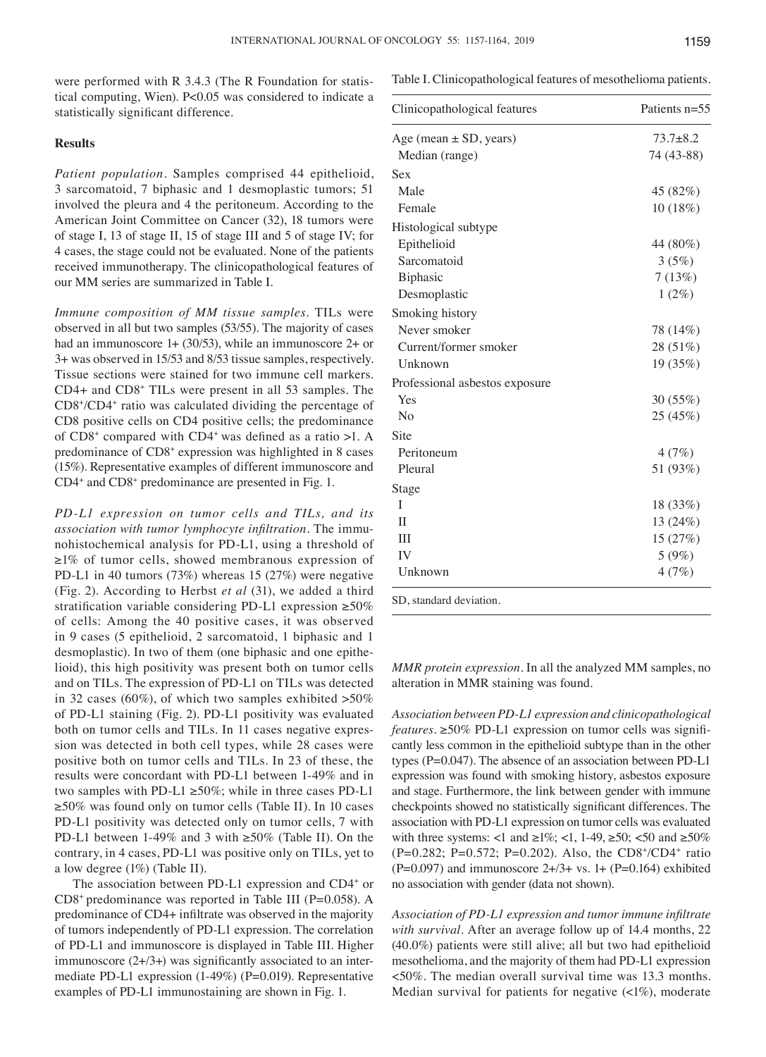were performed with R 3.4.3 (The R Foundation for statistical computing, Wien). P<0.05 was considered to indicate a statistically significant difference.

## Results

*Patient population.* Samples comprised 44 epithelioid, 3 sarcomatoid, 7 biphasic and 1 desmoplastic tumors; 51 involved the pleura and 4 the peritoneum. According to the American Joint Committee on Cancer (32), 18 tumors were of stage I, 13 of stage II, 15 of stage III and 5 of stage IV; for 4 cases, the stage could not be evaluated. None of the patients received immunotherapy. The clinicopathological features of our MM series are summarized in Table I.

*Immune composition of MM tissue samples.* TILs were observed in all but two samples (53/55). The majority of cases had an immunoscore 1+ (30/53), while an immunoscore 2+ or 3+ was observed in 15/53 and 8/53 tissue samples, respectively. Tissue sections were stained for two immune cell markers. CD4+ and $CD8^+$ TILs were present in all 53 samples. The $CD8^+/CD4^+$ ratio was calculated dividing the percentage of CD8 positive cells on CD4 positive cells; the predominance of $CD8^+$ compared with $CD4^+$ was defined as a ratio >1. A predominance of $CD8^+$ expression was highlighted in 8 cases (15%). Representative examples of different immunoscore and $CD4^+$ and $CD8^+$ predominance are presented in Fig. 1.

*PD-L1 expression on tumor cells and TILs, and its association with tumor lymphocyte infiltration.* The immunohistochemical analysis for PD-L1, using a threshold of ≥1% of tumor cells, showed membranous expression of PD-L1 in 40 tumors (73%) whereas 15 (27%) were negative (Fig. 2). According to Herbst *et al* (31), we added a third stratification variable considering PD-L1 expression ≥50% of cells: Among the 40 positive cases, it was observed in 9 cases (5 epithelioid, 2 sarcomatoid, 1 biphasic and 1 desmoplastic). In two of them (one biphasic and one epithelioid), this high positivity was present both on tumor cells and on TILs. The expression of PD-L1 on TILs was detected in 32 cases (60%), of which two samples exhibited >50% of PD-L1 staining (Fig. 2). PD-L1 positivity was evaluated both on tumor cells and TILs. In 11 cases negative expression was detected in both cell types, while 28 cases were positive both on tumor cells and TILs. In 23 of these, the results were concordant with PD-L1 between 1-49% and in two samples with PD-L1 ≥50%; while in three cases PD-L1 ≥50% was found only on tumor cells (Table II). In 10 cases PD-L1 positivity was detected only on tumor cells, 7 with PD-L1 between 1-49% and 3 with ≥50% (Table II). On the contrary, in 4 cases, PD-L1 was positive only on TILs, yet to a low degree (1%) (Table II).

The association between PD-L1 expression and $CD4^+$ or $CD8^+$ predominance was reported in Table III (P=0.058). A predominance of CD4+ infiltrate was observed in the majority of tumors independently of PD-L1 expression. The correlation of PD-L1 and immunoscore is displayed in Table III. Higher immunoscore (2+/3+) was significantly associated to an intermediate PD-L1 expression (1-49%) (P=0.019). Representative examples of PD-L1 immunostaining are shown in Fig. 1.

Table I. Clinicopathological features of mesothelioma patients.

| Clinicopathological features | Patients n=55 |
|---|---|
| Age (mean ± SD, years) | 73.7±8.2 |
| Median (range) | 74 (43-88) |
| Sex | |
| Male | 45 (82%) |
| Female | 10 (18%) |
| Histological subtype | |
| Epithelioid | 44 (80%) |
| Sarcomatoid | 3 (5%) |
| Biphasic | 7 (13%) |
| Desmoplastic | 1 (2%) |
| Smoking history | |
| Never smoker | 78 (14%) |
| Current/former smoker | 28 (51%) |
| Unknown | 19 (35%) |
| Professional asbestos exposure | |
| Yes | 30 (55%) |
| No | 25 (45%) |
| Site | |
| Peritoneum | 4 (7%) |
| Pleural | 51 (93%) |
| Stage | |
| I | 18 (33%) |
| II | 13 (24%) |
| III | 15 (27%) |
| IV | 5 (9%) |
| Unknown | 4 (7%) |

SD, standard deviation.

*MMR protein expression.* In all the analyzed MM samples, no alteration in MMR staining was found.

*Association between PD-L1 expression and clinicopathological features.* ≥50% PD-L1 expression on tumor cells was significantly less common in the epithelioid subtype than in the other types (P=0.047). The absence of an association between PD-L1 expression was found with smoking history, asbestos exposure and stage. Furthermore, the link between gender with immune checkpoints showed no statistically significant differences. The association with PD-L1 expression on tumor cells was evaluated with three systems: <1 and ≥1%; <1, 1-49, ≥50; <50 and ≥50% (P=0.282; P=0.572; P=0.202). Also, the $CD8^+/CD4^+$ ratio (P=0.097) and immunoscore 2+/3+ vs. 1+ (P=0.164) exhibited no association with gender (data not shown).

*Association of PD-L1 expression and tumor immune infiltrate with survival.* After an average follow up of 14.4 months, 22 (40.0%) patients were still alive; all but two had epithelioid mesothelioma, and the majority of them had PD-L1 expression <50%. The median overall survival time was 13.3 months. Median survival for patients for negative (<1%), moderate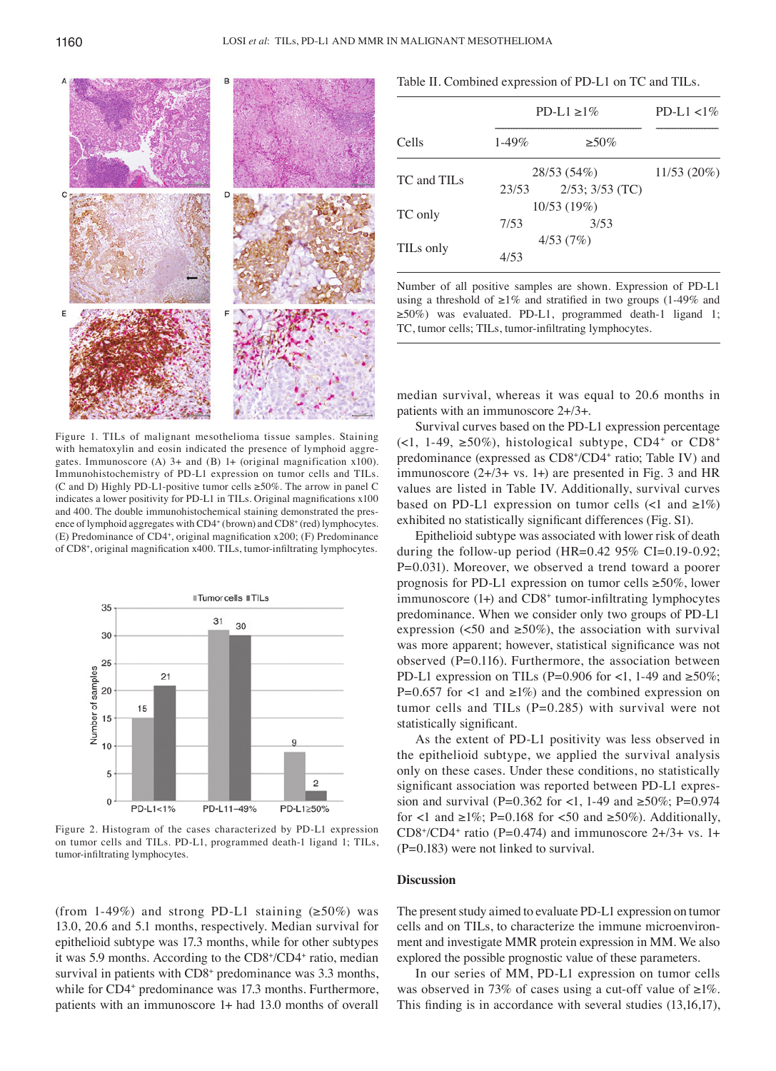Figure 1. TILs of malignant mesothelioma tissue samples. Staining with hematoxylin and eosin indicated the presence of lymphoid aggregates. Immunoscore (A) 3+ and (B) 1+ (original magnification x100). Immunohistochemistry of PD-L1 expression on tumor cells and TILs. (C and D) Highly PD-L1-positive tumor cells ≥50%. The arrow in panel C indicates a lower positivity for PD-L1 in TILs. Original magnifications x100 and 400. The double immunohistochemical staining demonstrated the presence of lymphoid aggregates with $CD4^+$ (brown) and $CD8^+$ (red) lymphocytes. (E) Predominance of $CD4^+$, original magnification x200; (F) Predominance of $CD8^+$, original magnification x400. TILs, tumor-infiltrating lymphocytes.

Figure 2. Histogram of the cases characterized by PD-L1 expression on tumor cells and TILs. PD-L1, programmed death-1 ligand 1; TILs, tumor-infiltrating lymphocytes.

(from 1-49%) and strong PD-L1 staining (≥50%) was 13.0, 20.6 and 5.1 months, respectively. Median survival for epithelioid subtype was 17.3 months, while for other subtypes it was 5.9 months. According to the $CD8^+/CD4^+$ ratio, median survival in patients with $CD8^+$ predominance was 3.3 months, while for $CD4^+$ predominance was 17.3 months. Furthermore, patients with an immunoscore 1+ had 13.0 months of overall median survival, whereas it was equal to 20.6 months in patients with an immunoscore 2+/3+.

Table II. Combined expression of PD-L1 on TC and TILs.

| | PD-L1 ≥1% | | PD-L1 <1% |
|---|---|---|---|
| Cells | 1-49% | ≥50% | |
| TC and TILs | 28/53 (54%) | | 11/53 (20%) |
| | 23/53 | 2/53; 3/53 (TC) | |
| TC only | 10/53 (19%) | | |
| | 7/53 | 3/53 | |
| TILs only | 4/53 (7%) | | |
| | 4/53 | | |

Number of all positive samples are shown. Expression of PD-L1 using a threshold of ≥1% and stratified in two groups (1-49% and ≥50%) was evaluated. PD-L1, programmed death-1 ligand 1; TC, tumor cells; TILs, tumor-infiltrating lymphocytes.

Survival curves based on the PD-L1 expression percentage (<1, 1-49, ≥50%), histological subtype, $CD4^+$ or $CD8^+$ predominance (expressed as $CD8^+/CD4^+$ ratio; Table IV) and immunoscore (2+/3+ vs. 1+) are presented in Fig. 3 and HR values are listed in Table IV. Additionally, survival curves based on PD-L1 expression on tumor cells (<1 and ≥1%) exhibited no statistically significant differences (Fig. S1).

Epithelioid subtype was associated with lower risk of death during the follow-up period (HR=0.42 95% CI=0.19-0.92; P=0.031). Moreover, we observed a trend toward a poorer prognosis for PD-L1 expression on tumor cells ≥50%, lower immunoscore (1+) and $CD8^+$ tumor-infiltrating lymphocytes predominance. When we consider only two groups of PD-L1 expression (<50 and ≥50%), the association with survival was more apparent; however, statistical significance was not observed (P=0.116). Furthermore, the association between PD-L1 expression on TILs (P=0.906 for <1, 1-49 and ≥50%; P=0.657 for <1 and ≥1%) and the combined expression on tumor cells and TILs (P=0.285) with survival were not statistically significant.

As the extent of PD-L1 positivity was less observed in the epithelioid subtype, we applied the survival analysis only on these cases. Under these conditions, no statistically significant association was reported between PD-L1 expression and survival (P=0.362 for <1, 1-49 and ≥50%; P=0.974 for <1 and ≥1%; P=0.168 for <50 and ≥50%). Additionally, $CD8^+/CD4^+$ ratio (P=0.474) and immunoscore 2+/3+ vs. 1+ (P=0.183) were not linked to survival.

## Discussion

The present study aimed to evaluate PD-L1 expression on tumor cells and on TILs, to characterize the immune microenvironment and investigate MMR protein expression in MM. We also explored the possible prognostic value of these parameters.

In our series of MM, PD-L1 expression on tumor cells was observed in 73% of cases using a cut-off value of ≥1%. This finding is in accordance with several studies (13,16,17),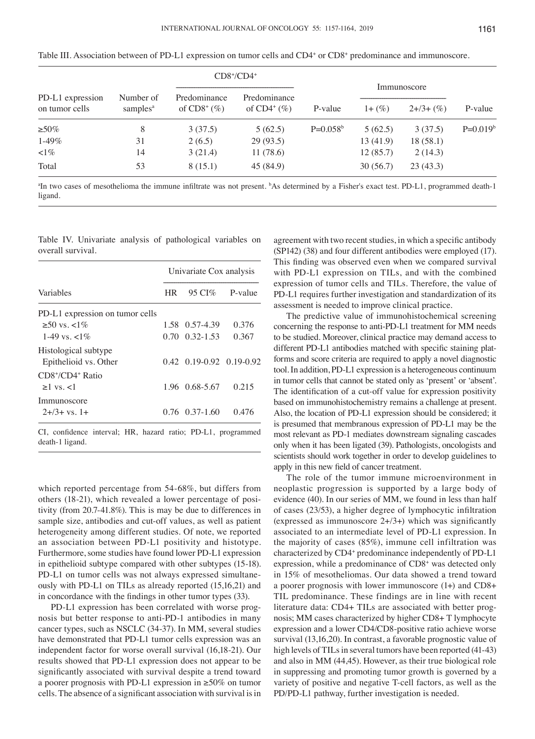Table III. Association between of PD-L1 expression on tumor cells and CD4+ or CD8+ predominance and immunoscore.

| PD-L1 expression on tumor cells | Number of samples[a] | $CD8^+/CD4^+$ | | | Immunoscore | | |
|---|---|---|---|---|---|---|---|
| | | Predominance of $CD8^+$ (%) | Predominance of $CD4^+$ (%) | P-value | 1+ (%) | 2+/3+ (%) | P-value |
| ≥50% | 8 | 3 (37.5) | 5 (62.5) | P=0.058[b] | 5 (62.5) | 3 (37.5) | P=0.019[b] |
| 1-49% | 31 | 2 (6.5) | 29 (93.5) | | 13 (41.9) | 18 (58.1) | |
| <1% | 14 | 3 (21.4) | 11 (78.6) | | 12 (85.7) | 2 (14.3) | |
| Total | 53 | 8 (15.1) | 45 (84.9) | | 30 (56.7) | 23 (43.3) | |

[a]In two cases of mesothelioma the immune infiltrate was not present. [b]As determined by a Fisher's exact test. PD-L1, programmed death-1 ligand.

Table IV. Univariate analysis of pathological variables on overall survival.

| Variables | Univariate Cox analysis | | |
|---|---|---|---|
| | HR | 95 CI% | P-value |
| PD-L1 expression on tumor cells | | | |
| ≥50 vs. <1% | 1.58 | 0.57-4.39 | 0.376 |
| 1-49 vs. <1% | 0.70 | 0.32-1.53 | 0.367 |
| Histological subtype | | | |
| Epithelioid vs. Other | 0.42 | 0.19-0.92 | 0.19-0.92 |
| $CD8^+/CD4^+$ Ratio | | | |
| ≥1 vs. <1 | 1.96 | 0.68-5.67 | 0.215 |
| Immunoscore | | | |
| 2+/3+ vs. 1+ | 0.76 | 0.37-1.60 | 0.476 |

CI, confidence interval; HR, hazard ratio; PD-L1, programmed death-1 ligand.

which reported percentage from 54-68%, but differs from others (18-21), which revealed a lower percentage of positivity (from 20.7-41.8%). This is may be due to differences in sample size, antibodies and cut-off values, as well as patient heterogeneity among different studies. Of note, we reported an association between PD-L1 positivity and histotype. Furthermore, some studies have found lower PD-L1 expression in epithelioid subtype compared with other subtypes (15-18). PD-L1 on tumor cells was not always expressed simultaneously with PD-L1 on TILs as already reported (15,16,21) and in concordance with the findings in other tumor types (33).

PD-L1 expression has been correlated with worse prognosis but better response to anti-PD-1 antibodies in many cancer types, such as NSCLC (34-37). In MM, several studies have demonstrated that PD-L1 tumor cells expression was an independent factor for worse overall survival (16,18-21). Our results showed that PD-L1 expression does not appear to be significantly associated with survival despite a trend toward a poorer prognosis with PD-L1 expression in ≥50% on tumor cells. The absence of a significant association with survival is in agreement with two recent studies, in which a specific antibody (SP142) (38) and four different antibodies were employed (17). This finding was observed even when we compared survival with PD-L1 expression on TILs, and with the combined expression of tumor cells and TILs. Therefore, the value of PD-L1 requires further investigation and standardization of its assessment is needed to improve clinical practice.

The predictive value of immunohistochemical screening concerning the response to anti-PD-L1 treatment for MM needs to be studied. Moreover, clinical practice may demand access to different PD-L1 antibodies matched with specific staining platforms and score criteria are required to apply a novel diagnostic tool. In addition, PD-L1 expression is a heterogeneous continuum in tumor cells that cannot be stated only as 'present' or 'absent'. The identification of a cut-off value for expression positivity based on immunohistochemistry remains a challenge at present. Also, the location of PD-L1 expression should be considered; it is presumed that membranous expression of PD-L1 may be the most relevant as PD-1 mediates downstream signaling cascades only when it has been ligated (39). Pathologists, oncologists and scientists should work together in order to develop guidelines to apply in this new field of cancer treatment.

The role of the tumor immune microenvironment in neoplastic progression is supported by a large body of evidence (40). In our series of MM, we found in less than half of cases (23/53), a higher degree of lymphocytic infiltration (expressed as immunoscore 2+/3+) which was significantly associated to an intermediate level of PD-L1 expression. In the majority of cases (85%), immune cell infiltration was characterized by $CD4^+$ predominance independently of PD-L1 expression, while a predominance of $CD8^+$ was detected only in 15% of mesotheliomas. Our data showed a trend toward a poorer prognosis with lower immunoscore (1+) and CD8+ TIL predominance. These findings are in line with recent literature data: CD4+ TILs are associated with better prognosis; MM cases characterized by higher CD8+ T lymphocyte expression and a lower CD4/CD8-positive ratio achieve worse survival (13,16,20). In contrast, a favorable prognostic value of high levels of TILs in several tumors have been reported (41-43) and also in MM (44,45). However, as their true biological role in suppressing and promoting tumor growth is governed by a variety of positive and negative T-cell factors, as well as the PD/PD-L1 pathway, further investigation is needed.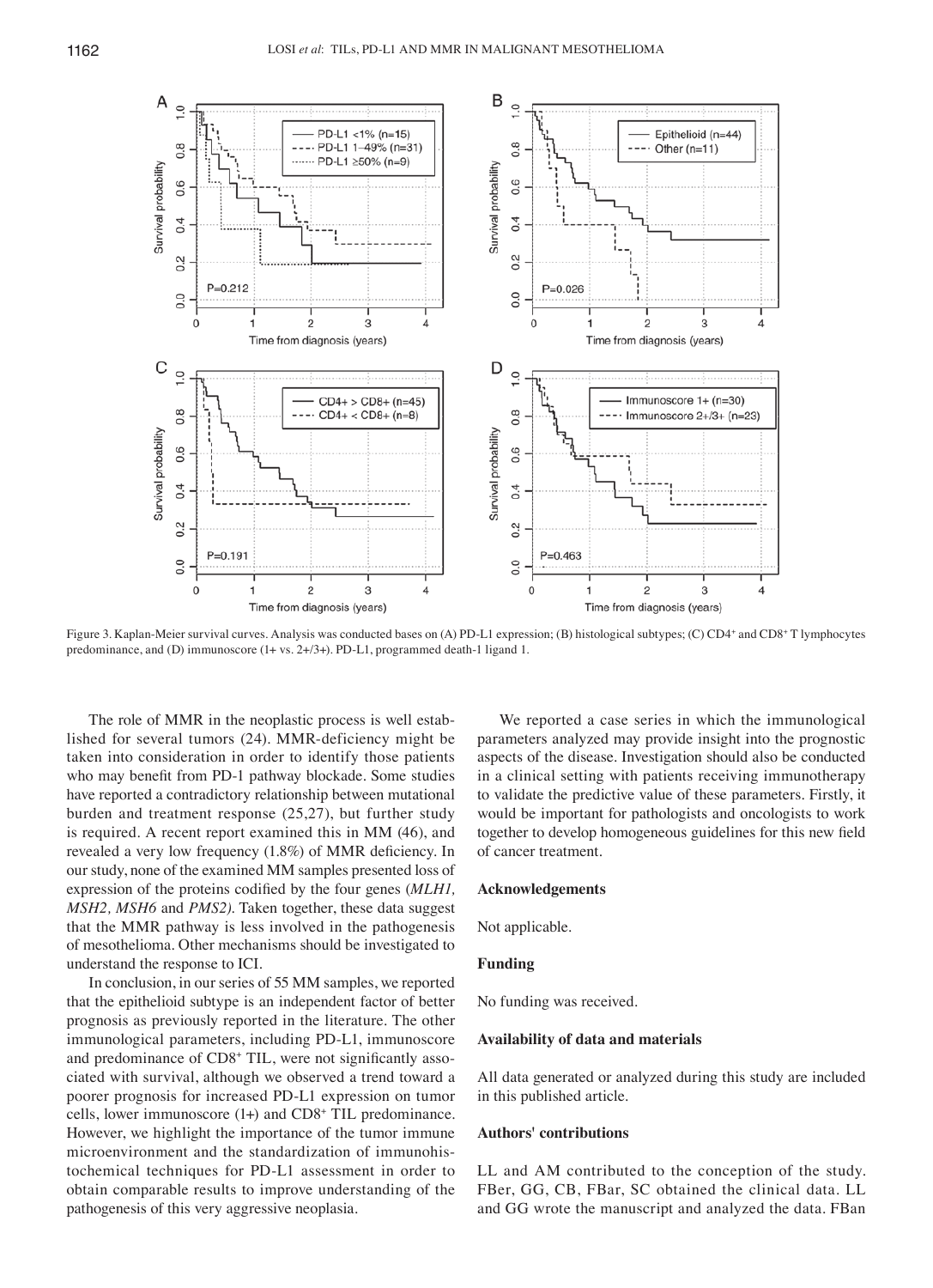Figure 3. Kaplan-Meier survival curves. Analysis was conducted bases on (A) PD-L1 expression; (B) histological subtypes; (C) CD4+ and CD8+ T lymphocytes predominance, and (D) immunoscore (1+ vs. 2+/3+). PD-L1, programmed death-1 ligand 1.

The role of MMR in the neoplastic process is well established for several tumors (24). MMR-deficiency might be taken into consideration in order to identify those patients who may benefit from PD-1 pathway blockade. Some studies have reported a contradictory relationship between mutational burden and treatment response (25,27), but further study is required. A recent report examined this in MM (46), and revealed a very low frequency (1.8%) of MMR deficiency. In our study, none of the examined MM samples presented loss of expression of the proteins codified by the four genes (*MLH1, MSH2, MSH6* and *PMS2)*. Taken together, these data suggest that the MMR pathway is less involved in the pathogenesis of mesothelioma. Other mechanisms should be investigated to understand the response to ICI.

In conclusion, in our series of 55 MM samples, we reported that the epithelioid subtype is an independent factor of better prognosis as previously reported in the literature. The other immunological parameters, including PD-L1, immunoscore and predominance of CD8+ TIL, were not significantly associated with survival, although we observed a trend toward a poorer prognosis for increased PD-L1 expression on tumor cells, lower immunoscore (1+) and CD8+ TIL predominance. However, we highlight the importance of the tumor immune microenvironment and the standardization of immunohistochemical techniques for PD-L1 assessment in order to obtain comparable results to improve understanding of the pathogenesis of this very aggressive neoplasia.

We reported a case series in which the immunological parameters analyzed may provide insight into the prognostic aspects of the disease. Investigation should also be conducted in a clinical setting with patients receiving immunotherapy to validate the predictive value of these parameters. Firstly, it would be important for pathologists and oncologists to work together to develop homogeneous guidelines for this new field of cancer treatment.

## Acknowledgements

Not applicable.

## Funding

No funding was received.

## Availability of data and materials

All data generated or analyzed during this study are included in this published article.

## Authors' contributions

LL and AM contributed to the conception of the study. FBer, GG, CB, FBar, SC obtained the clinical data. LL and GG wrote the manuscript and analyzed the data. FBan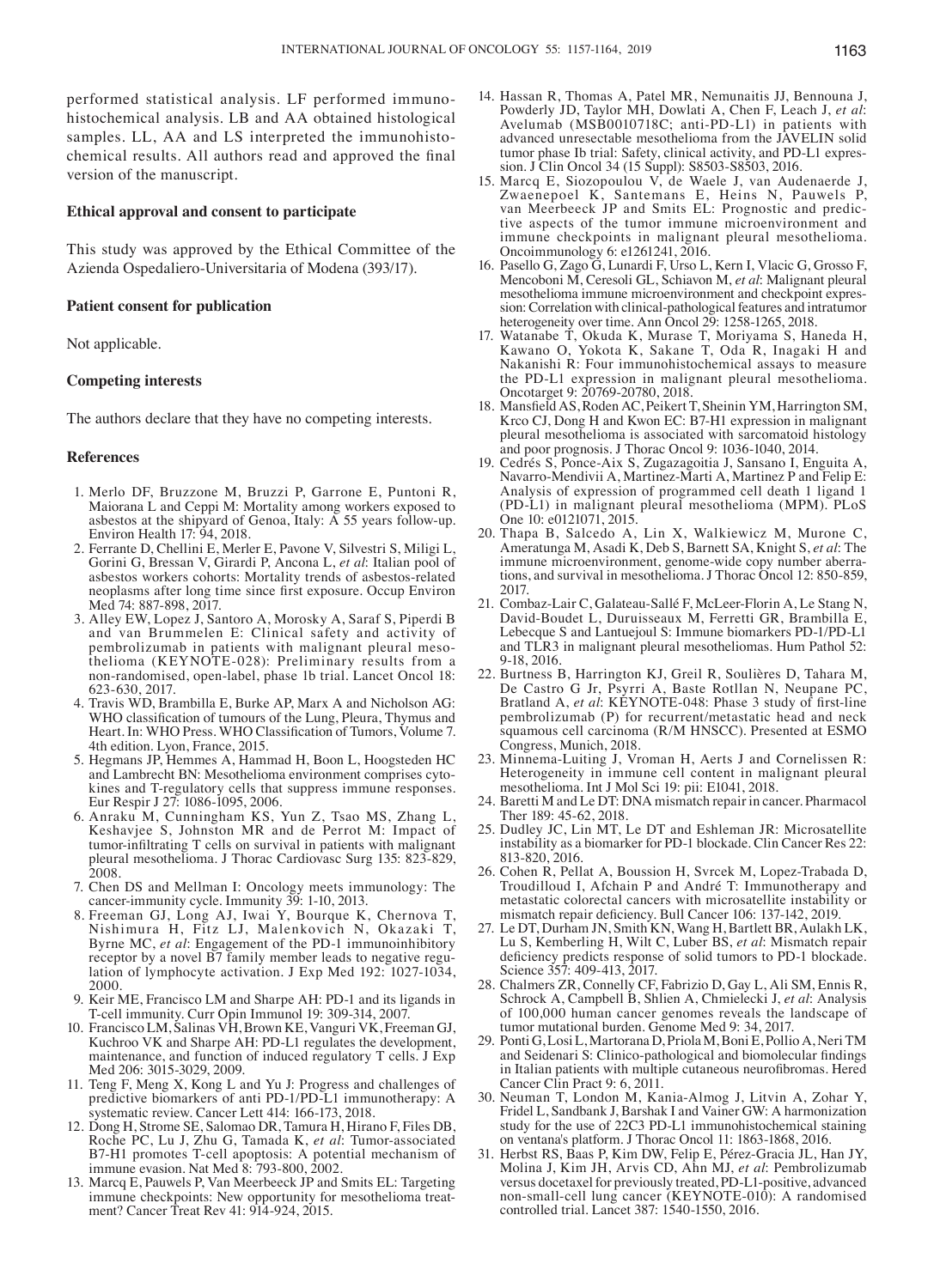performed statistical analysis. LF performed immunohistochemical analysis. LB and AA obtained histological samples. LL, AA and LS interpreted the immunohistochemical results. All authors read and approved the final version of the manuscript.

### Ethical approval and consent to participate

This study was approved by the Ethical Committee of the Azienda Ospedaliero-Universitaria of Modena (393/17).

### Patient consent for publication

Not applicable.

### Competing interests

The authors declare that they have no competing interests.

### References

1. Merlo DF, Bruzzone M, Bruzzi P, Garrone E, Puntoni R, Maiorana L and Ceppi M: Mortality among workers exposed to asbestos at the shipyard of Genoa, Italy: A 55 years follow-up. Environ Health 17: 94, 2018.
2. Ferrante D, Chellini E, Merler E, Pavone V, Silvestri S, Miligi L, Gorini G, Bressan V, Girardi P, Ancona L, *et al*: Italian pool of asbestos workers cohorts: Mortality trends of asbestos-related neoplasms after long time since first exposure. Occup Environ Med 74: 887-898, 2017.
3. Alley EW, Lopez J, Santoro A, Morosky A, Saraf S, Piperdi B and van Brummelen E: Clinical safety and activity of pembrolizumab in patients with malignant pleural mesothelioma (KEYNOTE-028): Preliminary results from a non-randomised, open-label, phase 1b trial. Lancet Oncol 18: 623-630, 2017.
4. Travis WD, Brambilla E, Burke AP, Marx A and Nicholson AG: WHO classification of tumours of the Lung, Pleura, Thymus and Heart. In: WHO Press. WHO Classification of Tumors, Volume 7. 4th edition. Lyon, France, 2015.
5. Hegmans JP, Hemmes A, Hammad H, Boon L, Hoogsteden HC and Lambrecht BN: Mesothelioma environment comprises cytokines and T-regulatory cells that suppress immune responses. Eur Respir J 27: 1086-1095, 2006.
6. Anraku M, Cunningham KS, Yun Z, Tsao MS, Zhang L, Keshavjee S, Johnston MR and de Perrot M: Impact of tumor-infiltrating T cells on survival in patients with malignant pleural mesothelioma. J Thorac Cardiovasc Surg 135: 823-829, 2008.
7. Chen DS and Mellman I: Oncology meets immunology: The cancer-immunity cycle. Immunity 39: 1-10, 2013.
8. Freeman GJ, Long AJ, Iwai Y, Bourque K, Chernova T, Nishimura H, Fitz LJ, Malenkovich N, Okazaki T, Byrne MC, *et al*: Engagement of the PD-1 immunoinhibitory receptor by a novel B7 family member leads to negative regulation of lymphocyte activation. J Exp Med 192: 1027-1034, 2000.
9. Keir ME, Francisco LM and Sharpe AH: PD-1 and its ligands in T-cell immunity. Curr Opin Immunol 19: 309-314, 2007.
10. Francisco LM, Salinas VH, Brown KE, Vanguri VK, Freeman GJ, Kuchroo VK and Sharpe AH: PD-L1 regulates the development, maintenance, and function of induced regulatory T cells. J Exp Med 206: 3015-3029, 2009.
11. Teng F, Meng X, Kong L and Yu J: Progress and challenges of predictive biomarkers of anti PD-1/PD-L1 immunotherapy: A systematic review. Cancer Lett 414: 166-173, 2018.
12. Dong H, Strome SE, Salomao DR, Tamura H, Hirano F, Files DB, Roche PC, Lu J, Zhu G, Tamada K, *et al*: Tumor-associated B7-H1 promotes T-cell apoptosis: A potential mechanism of immune evasion. Nat Med 8: 793-800, 2002.
13. Marcq E, Pauwels P, Van Meerbeeck JP and Smits EL: Targeting immune checkpoints: New opportunity for mesothelioma treatment? Cancer Treat Rev 41: 914-924, 2015.
14. Hassan R, Thomas A, Patel MR, Nemunaitis JJ, Bennouna J, Powderly JD, Taylor MH, Dowlati A, Chen F, Leach J, *et al*: Avelumab (MSB0010718C; anti-PD-L1) in patients with advanced unresectable mesothelioma from the JAVELIN solid tumor phase Ib trial: Safety, clinical activity, and PD-L1 expression. J Clin Oncol 34 (15 Suppl): S8503-S8503, 2016.
15. Marcq E, Siozopoulou V, de Waele J, van Audenaerde J, Zwaenepoel K, Santermans E, Heins N, Pauwels P, van Meerbeeck JP and Smits EL: Prognostic and predictive aspects of the tumor immune microenvironment and immune checkpoints in malignant pleural mesothelioma. Oncoimmunology 6: e1261241, 2016.
16. Pasello G, Zago G, Lunardi F, Urso L, Kern I, Vlacic G, Grosso F, Mencoboni M, Ceresoli GL, Schiavon M, *et al*: Malignant pleural mesothelioma immune microenvironment and checkpoint expression: Correlation with clinical-pathological features and intratumor heterogeneity over time. Ann Oncol 29: 1258-1265, 2018.
17. Watanabe T, Okuda K, Murase T, Moriyama S, Haneda H, Kawano O, Yokota K, Sakane T, Oda R, Inagaki H and Nakanishi R: Four immunohistochemical assays to measure the PD-L1 expression in malignant pleural mesothelioma. Oncotarget 9: 20769-20780, 2018.
18. Mansfield AS, Roden AC, Peikert T, Sheinin YM, Harrington SM, Krco CJ, Dong H and Kwon EC: B7-H1 expression in malignant pleural mesothelioma is associated with sarcomatoid histology and poor prognosis. J Thorac Oncol 9: 1036-1040, 2014.
19. Cedrés S, Ponce-Aix S, Zugazagoitia J, Sansano I, Enguita A, Navarro-Mendivil A, Martinez-Marti A, Martinez P and Felip E: Analysis of expression of programmed cell death 1 ligand 1 (PD-L1) in malignant pleural mesothelioma (MPM). PLoS One 10: e0121071, 2015.
20. Thapa B, Salcedo A, Lin X, Walkiewicz M, Murone C, Ameratunga M, Asadi K, Deb S, Barnett SA, Knight S, *et al*: The immune microenvironment, genome-wide copy number aberrations, and survival in mesothelioma. J Thorac Oncol 12: 850-859, 2017.
21. Combaz-Lair C, Galateau-Sallé F, McLeer-Florin A, Le Stang N, David-Boudet L, Duruisseaux M, Ferretti GR, Brambilla E, Lebecque S and Lantuejoul S: Immune biomarkers PD-1/PD-L1 and TLR3 in malignant pleural mesotheliomas. Hum Pathol 52: 9-18, 2016.
22. Burtness B, Harrington KJ, Greil R, Soulières D, Tahara M, De Castro G Jr, Psyrri A, Baste Rotllan N, Neupane PC, Bratland A, *et al*: KEYNOTE-048: Phase 3 study of first-line pembrolizumab (P) for recurrent/metastatic head and neck squamous cell carcinoma (R/M HNSCC). Presented at ESMO Congress, Munich, 2018.
23. Minnema-Luiting J, Vroman H, Aerts J and Cornelissen R: Heterogeneity in immune cell content in malignant pleural mesothelioma. Int J Mol Sci 19: pii: E1041, 2018.
24. Baretti M and Le DT: DNA mismatch repair in cancer. Pharmacol Ther 189: 45-62, 2018.
25. Dudley JC, Lin MT, Le DT and Eshleman JR: Microsatellite instability as a biomarker for PD-1 blockade. Clin Cancer Res 22: 813-820, 2016.
26. Cohen R, Pellat A, Boussion H, Svrcek M, Lopez-Trabada D, Troudilloud I, Afchain P and André T: Immunotherapy and metastatic colorectal cancers with microsatellite instability or mismatch repair deficiency. Bull Cancer 106: 137-142, 2019.
27. Le DT, Durham JN, Smith KN, Wang H, Bartlett BR, Aulakh LK, Lu S, Kemberling H, Wilt C, Luber BS, *et al*: Mismatch repair deficiency predicts response of solid tumors to PD-1 blockade. Science 357: 409-413, 2017.
28. Chalmers ZR, Connelly CF, Fabrizio D, Gay L, Ali SM, Ennis R, Schrock A, Campbell B, Shlien A, Chmielecki J, *et al*: Analysis of 100,000 human cancer genomes reveals the landscape of tumor mutational burden. Genome Med 9: 34, 2017.
29. Ponti G, Losi L, Martorana D, Priola M, Boni E, Pollio A, Neri TM and Seidenari S: Clinico-pathological and biomolecular findings in Italian patients with multiple cutaneous neurofibromas. Hered Cancer Clin Pract 9: 6, 2011.
30. Neuman T, London M, Kania-Almog J, Litvin A, Zohar Y, Fridel L, Sandbank J, Barshak I and Vainer GW: A harmonization study for the use of 22C3 PD-L1 immunohistochemical staining on ventana's platform. J Thorac Oncol 11: 1863-1868, 2016.
31. Herbst RS, Baas P, Kim DW, Felip E, Pérez-Gracia JL, Han JY, Molina J, Kim JH, Arvis CD, Ahn MJ, *et al*: Pembrolizumab versus docetaxel for previously treated, PD-L1-positive, advanced non-small-cell lung cancer (KEYNOTE-010): A randomised controlled trial. Lancet 387: 1540-1550, 2016.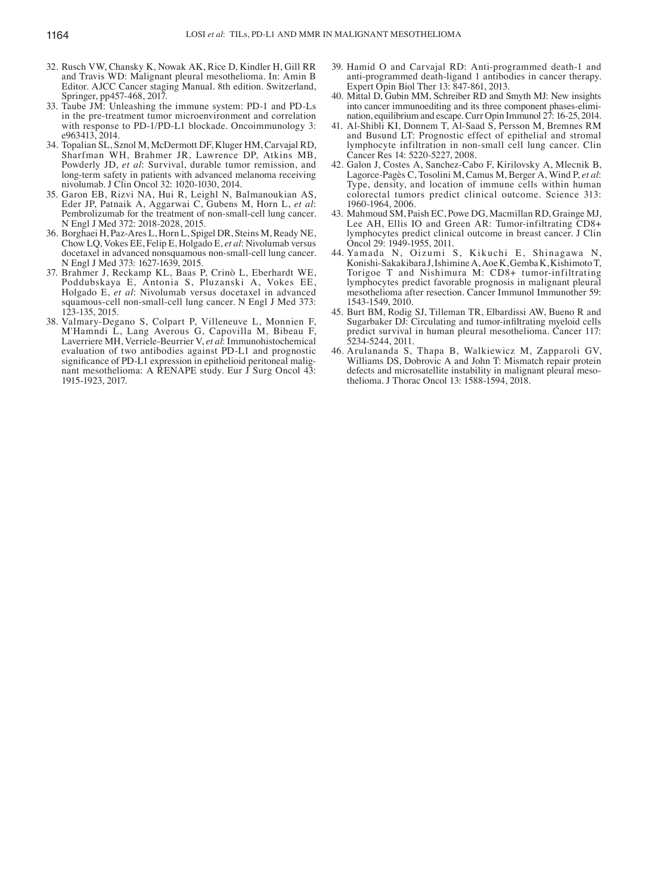32. Rusch VW, Chansky K, Nowak AK, Rice D, Kindler H, Gill RR and Travis WD: Malignant pleural mesothelioma. In: Amin B Editor. AJCC Cancer staging Manual. 8th edition. Switzerland, Springer, pp457-468, 2017.
33. Taube JM: Unleashing the immune system: PD-1 and PD-Ls in the pre-treatment tumor microenvironment and correlation with response to PD-1/PD-L1 blockade. Oncoimmunology 3: e963413, 2014.
34. Topalian SL, Sznol M, McDermott DF, Kluger HM, Carvajal RD, Sharfman WH, Brahmer JR, Lawrence DP, Atkins MB, Powderly JD, *et al*: Survival, durable tumor remission, and long-term safety in patients with advanced melanoma receiving nivolumab. J Clin Oncol 32: 1020-1030, 2014.
35. Garon EB, Rizvi NA, Hui R, Leighl N, Balmanoukian AS, Eder JP, Patnaik A, Aggarwai C, Gubens M, Horn L, *et al*: Pembrolizumab for the treatment of non-small-cell lung cancer. N Engl J Med 372: 2018-2028, 2015.
36. Borghaei H, Paz-Ares L, Horn L, Spigel DR, Steins M, Ready NE, Chow LQ, Vokes EE, Felip E, Holgado E, *et al*: Nivolumab versus docetaxel in advanced nonsquamous non-small-cell lung cancer. N Engl J Med 373: 1627-1639, 2015.
37. Brahmer J, Reckamp KL, Baas P, Crinò L, Eberhardt WE, Poddubskaya E, Antonia S, Pluzanski A, Vokes EE, Holgado E, *et al*: Nivolumab versus docetaxel in advanced squamous-cell non-small-cell lung cancer. N Engl J Med 373: 123-135, 2015.
38. Valmary-Degano S, Colpart P, Villeneuve L, Monnien F, M'Hamndi L, Lang Averous G, Capovilla M, Bibeau F, Laverriere MH, Verriele-Beurrier V, *et al*: Immunohistochemical evaluation of two antibodies against PD-L1 and prognostic significance of PD-L1 expression in epithelioid peritoneal malignant mesothelioma: A RENAPE study. Eur J Surg Oncol 43: 1915-1923, 2017.
39. Hamid O and Carvajal RD: Anti-programmed death-1 and anti-programmed death-ligand 1 antibodies in cancer therapy. Expert Opin Biol Ther 13: 847-861, 2013.
40. Mittal D, Gubin MM, Schreiber RD and Smyth MJ: New insights into cancer immunoediting and its three component phases-elimination, equilibrium and escape. Curr Opin Immunol 27: 16-25, 2014.
41. Al-Shibli KI, Donnem T, Al-Saad S, Persson M, Bremnes RM and Busund LT: Prognostic effect of epithelial and stromal lymphocyte infiltration in non-small cell lung cancer. Clin Cancer Res 14: 5220-5227, 2008.
42. Galon J, Costes A, Sanchez-Cabo F, Kirilovsky A, Mlecnik B, Lagorce-Pagès C, Tosolini M, Camus M, Berger A, Wind P, *et al*: Type, density, and location of immune cells within human colorectal tumors predict clinical outcome. Science 313: 1960-1964, 2006.
43. Mahmoud SM, Paish EC, Powe DG, Macmillan RD, Grainge MJ, Lee AH, Ellis IO and Green AR: Tumor-infiltrating CD8+ lymphocytes predict clinical outcome in breast cancer. J Clin Oncol 29: 1949-1955, 2011.
44. Yamada N, Oizumi S, Kikuchi E, Shinagawa N, Konishi-Sakakibara J, Ishimine A, Aoe K, Gemba K, Kishimoto T, Torigoe T and Nishimura M: CD8+ tumor-infiltrating lymphocytes predict favorable prognosis in malignant pleural mesothelioma after resection. Cancer Immunol Immunother 59: 1543-1549, 2010.
45. Burt BM, Rodig SJ, Tilleman TR, Elbardissi AW, Bueno R and Sugarbaker DJ: Circulating and tumor-infiltrating myeloid cells predict survival in human pleural mesothelioma. Cancer 117: 5234-5244, 2011.
46. Arulananda S, Thapa B, Walkiewicz M, Zapparoli GV, Williams DS, Dobrovic A and John T: Mismatch repair protein defects and microsatellite instability in malignant pleural mesothelioma. J Thorac Oncol 13: 1588-1594, 2018.